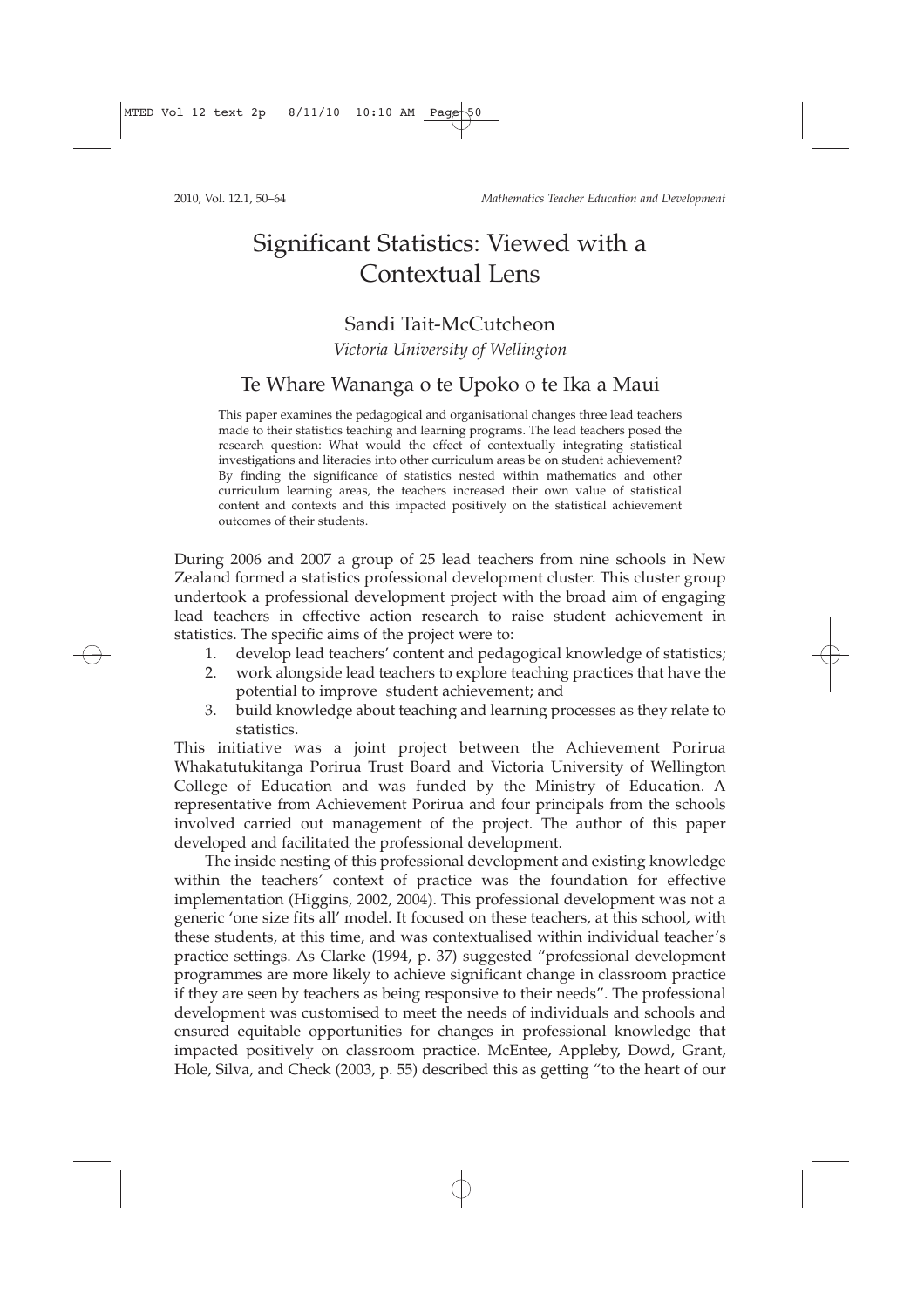# Significant Statistics: Viewed with a Contextual Lens

## Sandi Tait-McCutcheon

*Victoria University of Wellington*

## Te Whare Wananga o te Upoko o te Ika a Maui

This paper examines the pedagogical and organisational changes three lead teachers made to their statistics teaching and learning programs. The lead teachers posed the research question: What would the effect of contextually integrating statistical investigations and literacies into other curriculum areas be on student achievement? By finding the significance of statistics nested within mathematics and other curriculum learning areas, the teachers increased their own value of statistical content and contexts and this impacted positively on the statistical achievement outcomes of their students.

During 2006 and 2007 a group of 25 lead teachers from nine schools in New Zealand formed a statistics professional development cluster. This cluster group undertook a professional development project with the broad aim of engaging lead teachers in effective action research to raise student achievement in statistics. The specific aims of the project were to:

1. develop lead teachers' content and pedagogical knowledge of statistics;
2. work alongside lead teachers to explore teaching practices that have the potential to improve student achievement; and
3. build knowledge about teaching and learning processes as they relate to statistics.

This initiative was a joint project between the Achievement Porirua Whakatutukitanga Porirua Trust Board and Victoria University of Wellington College of Education and was funded by the Ministry of Education. A representative from Achievement Porirua and four principals from the schools involved carried out management of the project. The author of this paper developed and facilitated the professional development.

The inside nesting of this professional development and existing knowledge within the teachers' context of practice was the foundation for effective implementation (Higgins, 2002, 2004). This professional development was not a generic 'one size fits all' model. It focused on these teachers, at this school, with these students, at this time, and was contextualised within individual teacher's practice settings. As Clarke (1994, p. 37) suggested "professional development programmes are more likely to achieve significant change in classroom practice if they are seen by teachers as being responsive to their needs". The professional development was customised to meet the needs of individuals and schools and ensured equitable opportunities for changes in professional knowledge that impacted positively on classroom practice. McEntee, Appleby, Dowd, Grant, Hole, Silva, and Check (2003, p. 55) described this as getting "to the heart of our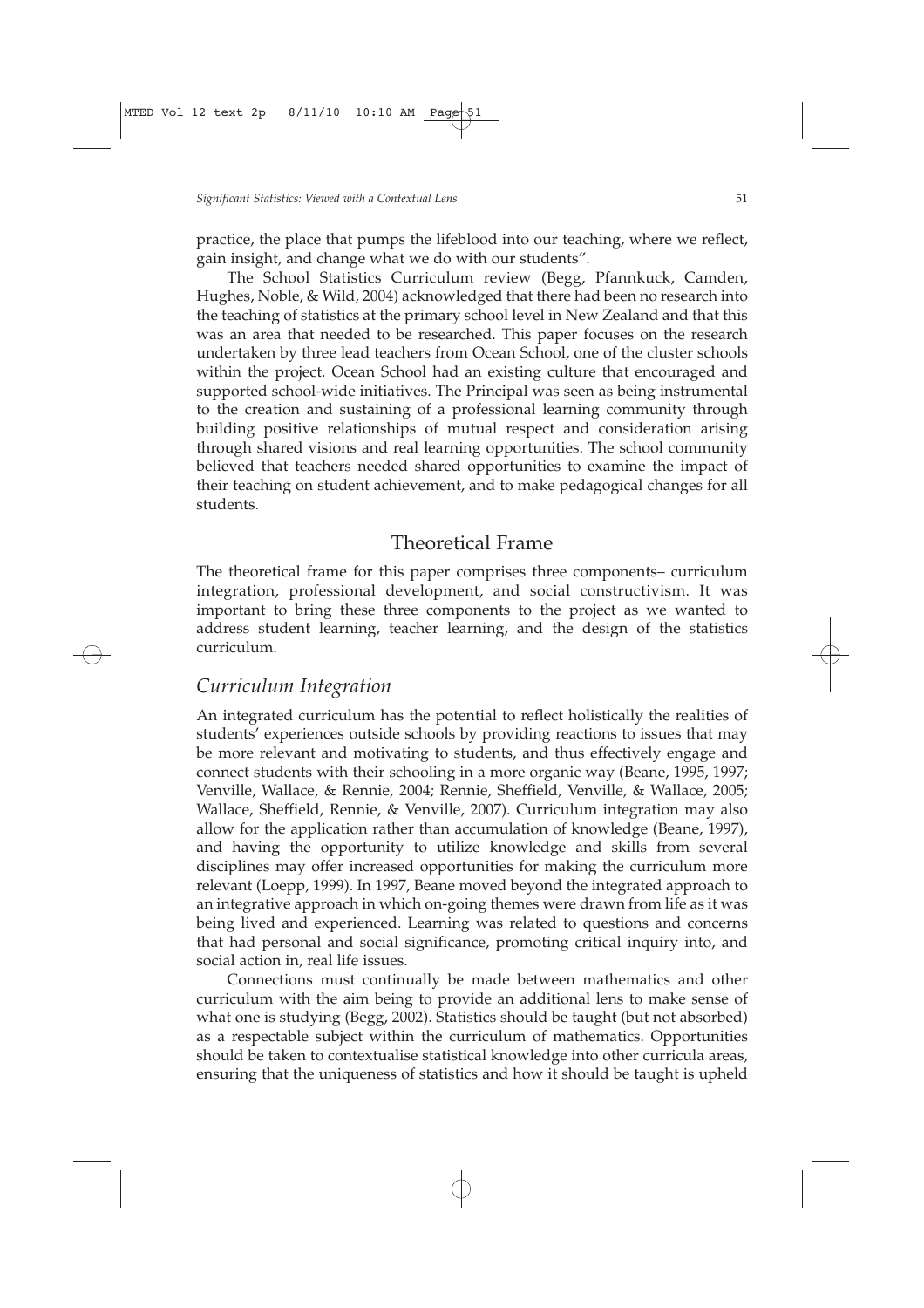practice, the place that pumps the lifeblood into our teaching, where we reflect, gain insight, and change what we do with our students".

The School Statistics Curriculum review (Begg, Pfannkuck, Camden, Hughes, Noble, & Wild, 2004) acknowledged that there had been no research into the teaching of statistics at the primary school level in New Zealand and that this was an area that needed to be researched. This paper focuses on the research undertaken by three lead teachers from Ocean School, one of the cluster schools within the project. Ocean School had an existing culture that encouraged and supported school-wide initiatives. The Principal was seen as being instrumental to the creation and sustaining of a professional learning community through building positive relationships of mutual respect and consideration arising through shared visions and real learning opportunities. The school community believed that teachers needed shared opportunities to examine the impact of their teaching on student achievement, and to make pedagogical changes for all students.

## Theoretical Frame

The theoretical frame for this paper comprises three components– curriculum integration, professional development, and social constructivism. It was important to bring these three components to the project as we wanted to address student learning, teacher learning, and the design of the statistics curriculum.

### *Curriculum Integration*

An integrated curriculum has the potential to reflect holistically the realities of students' experiences outside schools by providing reactions to issues that may be more relevant and motivating to students, and thus effectively engage and connect students with their schooling in a more organic way (Beane, 1995, 1997; Venville, Wallace, & Rennie, 2004; Rennie, Sheffield, Venville, & Wallace, 2005; Wallace, Sheffield, Rennie, & Venville, 2007). Curriculum integration may also allow for the application rather than accumulation of knowledge (Beane, 1997), and having the opportunity to utilize knowledge and skills from several disciplines may offer increased opportunities for making the curriculum more relevant (Loepp, 1999). In 1997, Beane moved beyond the integrated approach to an integrative approach in which on-going themes were drawn from life as it was being lived and experienced. Learning was related to questions and concerns that had personal and social significance, promoting critical inquiry into, and social action in, real life issues.

Connections must continually be made between mathematics and other curriculum with the aim being to provide an additional lens to make sense of what one is studying (Begg, 2002). Statistics should be taught (but not absorbed) as a respectable subject within the curriculum of mathematics. Opportunities should be taken to contextualise statistical knowledge into other curricula areas, ensuring that the uniqueness of statistics and how it should be taught is upheld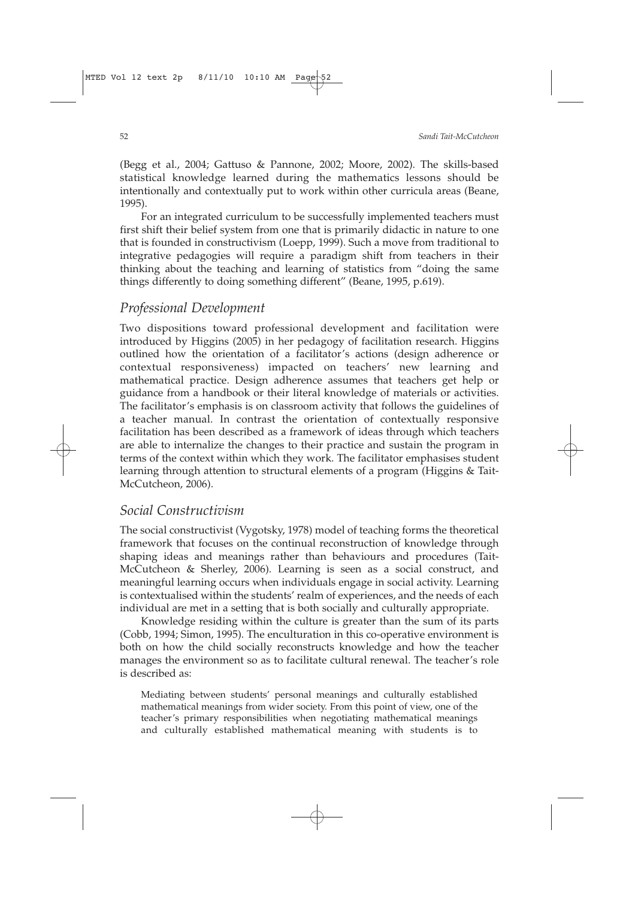(Begg et al., 2004; Gattuso & Pannone, 2002; Moore, 2002). The skills-based statistical knowledge learned during the mathematics lessons should be intentionally and contextually put to work within other curricula areas (Beane, 1995).

For an integrated curriculum to be successfully implemented teachers must first shift their belief system from one that is primarily didactic in nature to one that is founded in constructivism (Loepp, 1999). Such a move from traditional to integrative pedagogies will require a paradigm shift from teachers in their thinking about the teaching and learning of statistics from "doing the same things differently to doing something different" (Beane, 1995, p.619).

## *Professional Development*

Two dispositions toward professional development and facilitation were introduced by Higgins (2005) in her pedagogy of facilitation research. Higgins outlined how the orientation of a facilitator's actions (design adherence or contextual responsiveness) impacted on teachers' new learning and mathematical practice. Design adherence assumes that teachers get help or guidance from a handbook or their literal knowledge of materials or activities. The facilitator's emphasis is on classroom activity that follows the guidelines of a teacher manual. In contrast the orientation of contextually responsive facilitation has been described as a framework of ideas through which teachers are able to internalize the changes to their practice and sustain the program in terms of the context within which they work. The facilitator emphasises student learning through attention to structural elements of a program (Higgins & Tait-McCutcheon, 2006).

## *Social Constructivism*

The social constructivist (Vygotsky, 1978) model of teaching forms the theoretical framework that focuses on the continual reconstruction of knowledge through shaping ideas and meanings rather than behaviours and procedures (Tait-McCutcheon & Sherley, 2006). Learning is seen as a social construct, and meaningful learning occurs when individuals engage in social activity. Learning is contextualised within the students' realm of experiences, and the needs of each individual are met in a setting that is both socially and culturally appropriate.

Knowledge residing within the culture is greater than the sum of its parts (Cobb, 1994; Simon, 1995). The enculturation in this co-operative environment is both on how the child socially reconstructs knowledge and how the teacher manages the environment so as to facilitate cultural renewal. The teacher's role is described as:

> Mediating between students' personal meanings and culturally established mathematical meanings from wider society. From this point of view, one of the teacher's primary responsibilities when negotiating mathematical meanings and culturally established mathematical meaning with students is to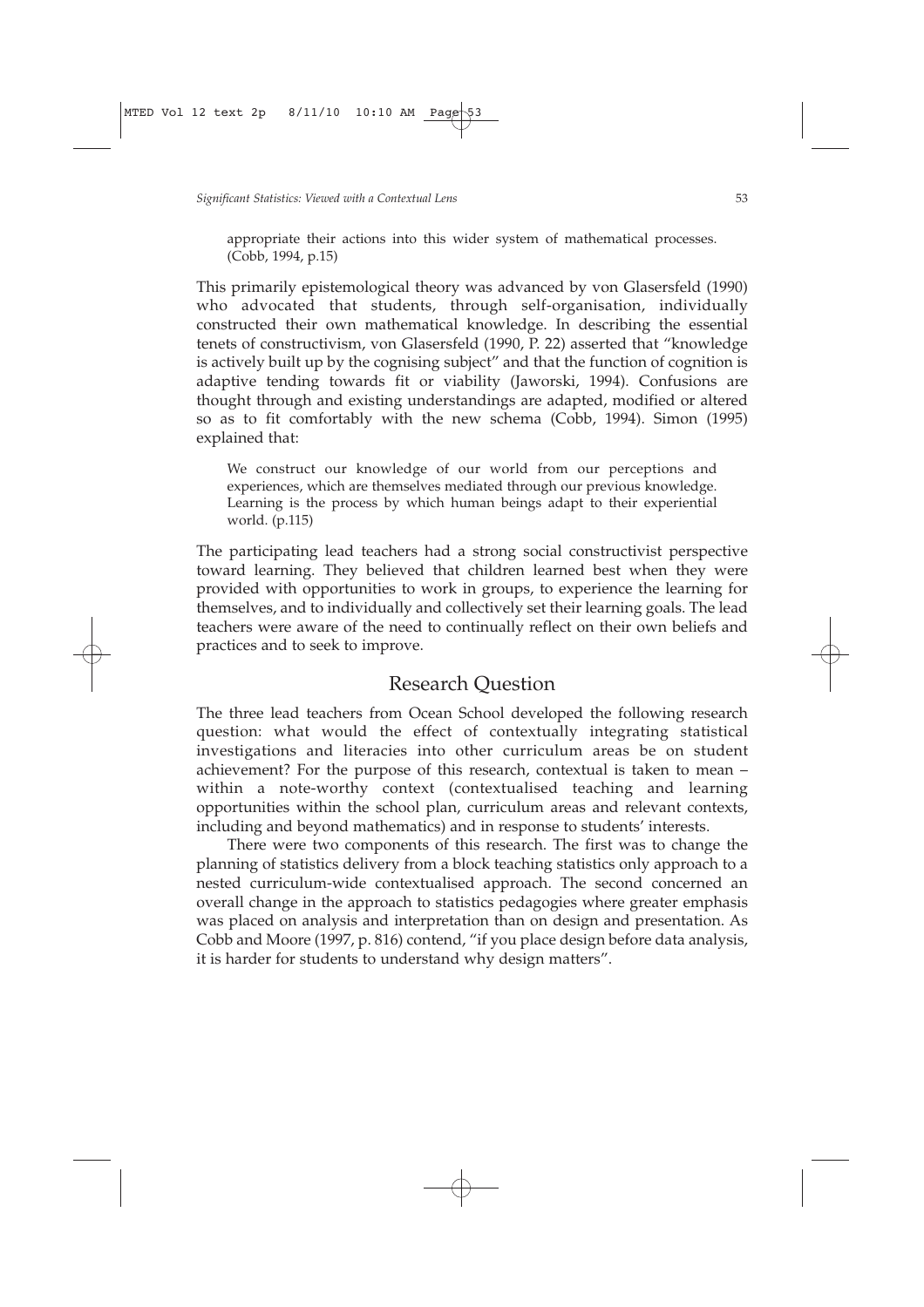> appropriate their actions into this wider system of mathematical processes. (Cobb, 1994, p.15)

This primarily epistemological theory was advanced by von Glasersfeld (1990) who advocated that students, through self-organisation, individually constructed their own mathematical knowledge. In describing the essential tenets of constructivism, von Glasersfeld (1990, P. 22) asserted that "knowledge is actively built up by the cognising subject" and that the function of cognition is adaptive tending towards fit or viability (Jaworski, 1994). Confusions are thought through and existing understandings are adapted, modified or altered so as to fit comfortably with the new schema (Cobb, 1994). Simon (1995) explained that:

> We construct our knowledge of our world from our perceptions and experiences, which are themselves mediated through our previous knowledge. Learning is the process by which human beings adapt to their experiential world. (p.115)

The participating lead teachers had a strong social constructivist perspective toward learning. They believed that children learned best when they were provided with opportunities to work in groups, to experience the learning for themselves, and to individually and collectively set their learning goals. The lead teachers were aware of the need to continually reflect on their own beliefs and practices and to seek to improve.

## Research Question

The three lead teachers from Ocean School developed the following research question: what would the effect of contextually integrating statistical investigations and literacies into other curriculum areas be on student achievement? For the purpose of this research, contextual is taken to mean – within a note-worthy context (contextualised teaching and learning opportunities within the school plan, curriculum areas and relevant contexts, including and beyond mathematics) and in response to students' interests.

There were two components of this research. The first was to change the planning of statistics delivery from a block teaching statistics only approach to a nested curriculum-wide contextualised approach. The second concerned an overall change in the approach to statistics pedagogies where greater emphasis was placed on analysis and interpretation than on design and presentation. As Cobb and Moore (1997, p. 816) contend, "if you place design before data analysis, it is harder for students to understand why design matters".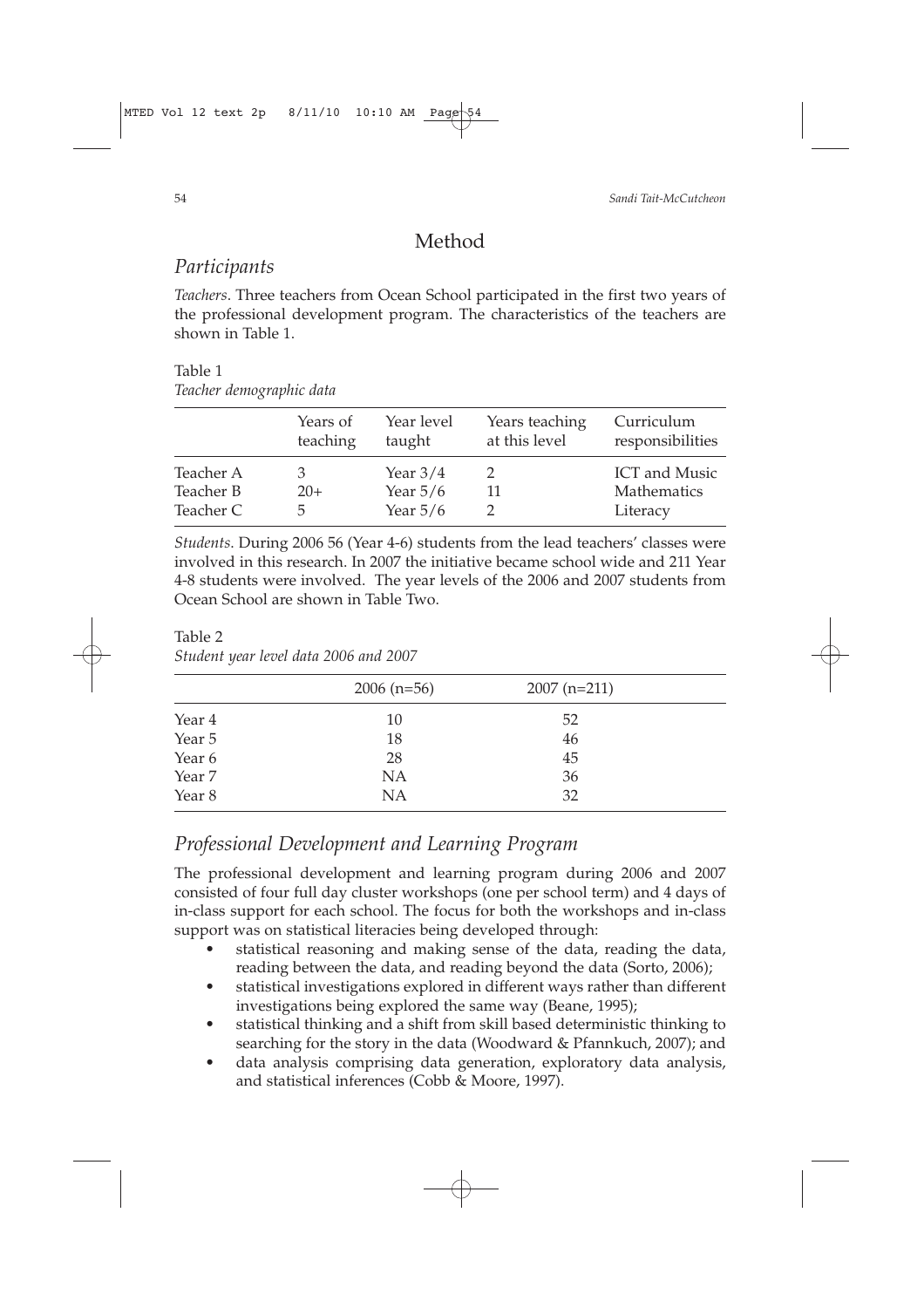# Method

## *Participants*

*Teachers*. Three teachers from Ocean School participated in the first two years of the professional development program. The characteristics of the teachers are shown in Table 1.

Table 1
*Teacher demographic data*

| | Years of teaching | Year level taught | Years teaching at this level | Curriculum responsibilities |
|---|---|---|---|---|
| Teacher A | 3 | Year 3/4 | 2 | ICT and Music |
| Teacher B | 20+ | Year 5/6 | 11 | Mathematics |
| Teacher C | 5 | Year 5/6 | 2 | Literacy |

*Students*. During 2006 56 (Year 4-6) students from the lead teachers' classes were involved in this research. In 2007 the initiative became school wide and 211 Year 4-8 students were involved. The year levels of the 2006 and 2007 students from Ocean School are shown in Table Two.

Table 2
*Student year level data 2006 and 2007*

| | 2006 (n=56) | 2007 (n=211) |
|---|---|---|
| Year 4 | 10 | 52 |
| Year 5 | 18 | 46 |
| Year 6 | 28 | 45 |
| Year 7 | NA | 36 |
| Year 8 | NA | 32 |

## *Professional Development and Learning Program*

The professional development and learning program during 2006 and 2007 consisted of four full day cluster workshops (one per school term) and 4 days of in-class support for each school. The focus for both the workshops and in-class support was on statistical literacies being developed through:

- statistical reasoning and making sense of the data, reading the data, reading between the data, and reading beyond the data (Sorto, 2006);
- statistical investigations explored in different ways rather than different investigations being explored the same way (Beane, 1995);
- statistical thinking and a shift from skill based deterministic thinking to searching for the story in the data (Woodward & Pfannkuch, 2007); and
- data analysis comprising data generation, exploratory data analysis, and statistical inferences (Cobb & Moore, 1997).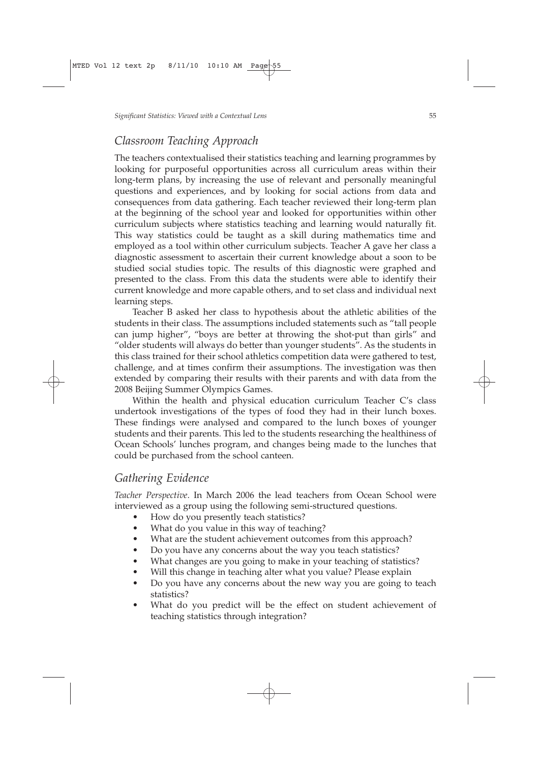## *Classroom Teaching Approach*

The teachers contextualised their statistics teaching and learning programmes by looking for purposeful opportunities across all curriculum areas within their long-term plans, by increasing the use of relevant and personally meaningful questions and experiences, and by looking for social actions from data and consequences from data gathering. Each teacher reviewed their long-term plan at the beginning of the school year and looked for opportunities within other curriculum subjects where statistics teaching and learning would naturally fit. This way statistics could be taught as a skill during mathematics time and employed as a tool within other curriculum subjects. Teacher A gave her class a diagnostic assessment to ascertain their current knowledge about a soon to be studied social studies topic. The results of this diagnostic were graphed and presented to the class. From this data the students were able to identify their current knowledge and more capable others, and to set class and individual next learning steps.

Teacher B asked her class to hypothesis about the athletic abilities of the students in their class. The assumptions included statements such as "tall people can jump higher", "boys are better at throwing the shot-put than girls" and "older students will always do better than younger students". As the students in this class trained for their school athletics competition data were gathered to test, challenge, and at times confirm their assumptions. The investigation was then extended by comparing their results with their parents and with data from the 2008 Beijing Summer Olympics Games.

Within the health and physical education curriculum Teacher C's class undertook investigations of the types of food they had in their lunch boxes. These findings were analysed and compared to the lunch boxes of younger students and their parents. This led to the students researching the healthiness of Ocean Schools' lunches program, and changes being made to the lunches that could be purchased from the school canteen.

## *Gathering Evidence*

*Teacher Perspective.* In March 2006 the lead teachers from Ocean School were interviewed as a group using the following semi-structured questions.

- How do you presently teach statistics?
- What do you value in this way of teaching?
- What are the student achievement outcomes from this approach?
- Do you have any concerns about the way you teach statistics?
- What changes are you going to make in your teaching of statistics?
- Will this change in teaching alter what you value? Please explain
- Do you have any concerns about the new way you are going to teach statistics?
- What do you predict will be the effect on student achievement of teaching statistics through integration?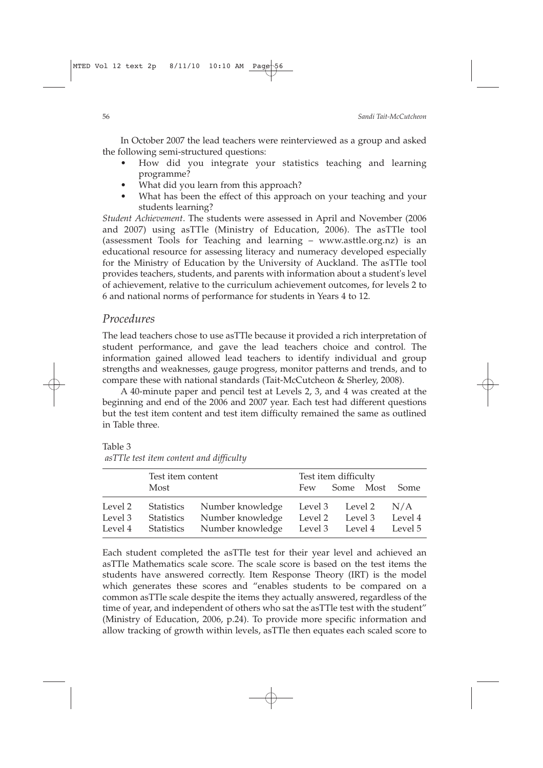In October 2007 the lead teachers were reinterviewed as a group and asked the following semi-structured questions:

- How did you integrate your statistics teaching and learning programme?
- What did you learn from this approach?
- What has been the effect of this approach on your teaching and your students learning?

*Student Achievement*. The students were assessed in April and November (2006 and 2007) using asTTle (Ministry of Education, 2006). The asTTle tool (assessment Tools for Teaching and learning – www.asttle.org.nz) is an educational resource for assessing literacy and numeracy developed especially for the Ministry of Education by the University of Auckland. The asTTle tool provides teachers, students, and parents with information about a student's level of achievement, relative to the curriculum achievement outcomes, for levels 2 to 6 and national norms of performance for students in Years 4 to 12.

## *Procedures*

The lead teachers chose to use asTTle because it provided a rich interpretation of student performance, and gave the lead teachers choice and control. The information gained allowed lead teachers to identify individual and group strengths and weaknesses, gauge progress, monitor patterns and trends, and to compare these with national standards (Tait-McCutcheon & Sherley, 2008).

A 40-minute paper and pencil test at Levels 2, 3, and 4 was created at the beginning and end of the 2006 and 2007 year. Each test had different questions but the test item content and test item difficulty remained the same as outlined in Table three.

Table 3
*asTTle test item content and difficulty*

| | Test item content | | Test item difficulty | | |
|---|---|---|---|---|---|
| | Most | | Few | Some Most | Some |
| Level 2 | Statistics | Number knowledge | Level 3 | Level 2 | N/A |
| Level 3 | Statistics | Number knowledge | Level 2 | Level 3 | Level 4 |
| Level 4 | Statistics | Number knowledge | Level 3 | Level 4 | Level 5 |

Each student completed the asTTle test for their year level and achieved an asTTle Mathematics scale score. The scale score is based on the test items the students have answered correctly. Item Response Theory (IRT) is the model which generates these scores and "enables students to be compared on a common asTTle scale despite the items they actually answered, regardless of the time of year, and independent of others who sat the asTTle test with the student" (Ministry of Education, 2006, p.24). To provide more specific information and allow tracking of growth within levels, asTTle then equates each scaled score to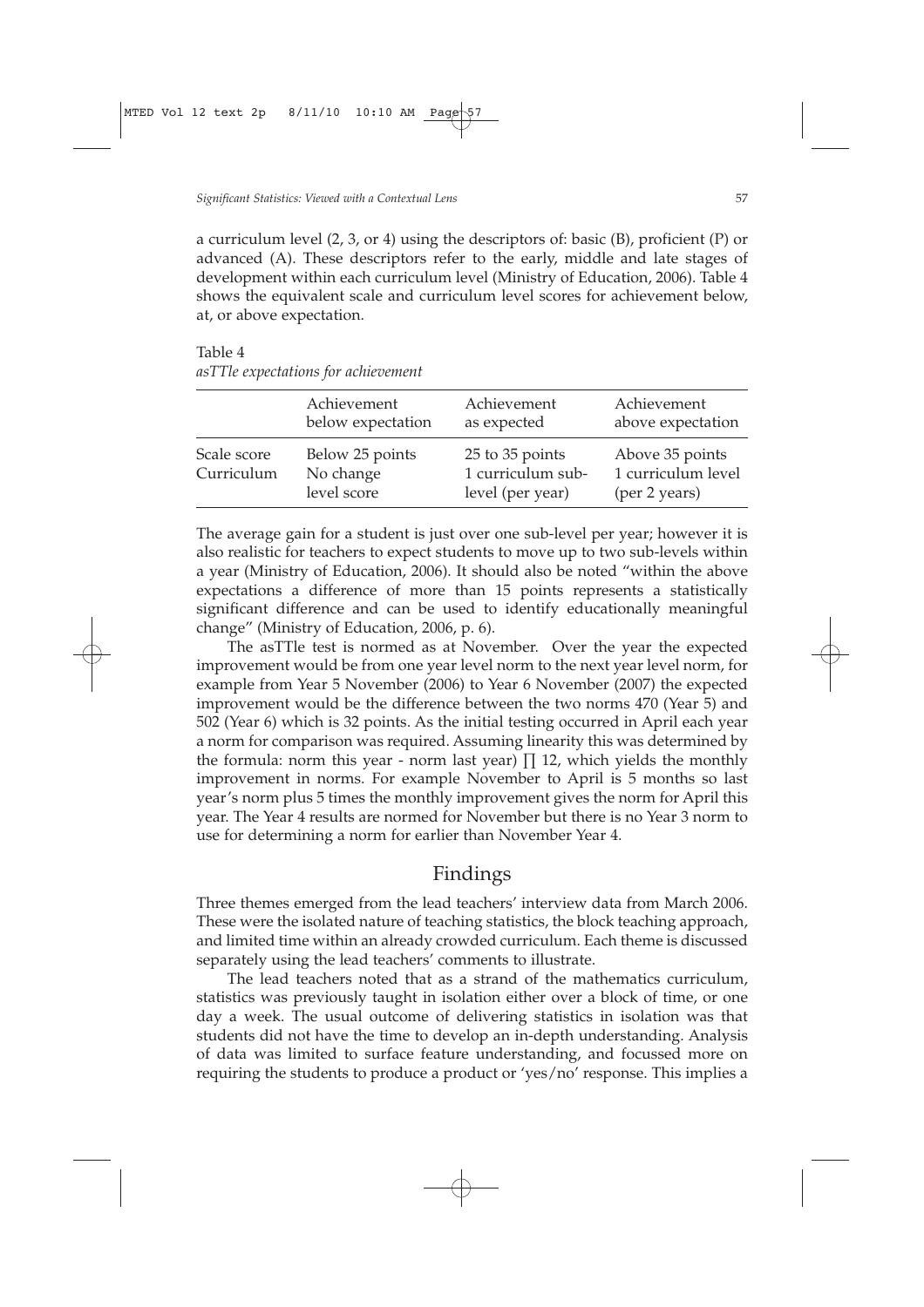a curriculum level (2, 3, or 4) using the descriptors of: basic (B), proficient (P) or advanced (A). These descriptors refer to the early, middle and late stages of development within each curriculum level (Ministry of Education, 2006). Table 4 shows the equivalent scale and curriculum level scores for achievement below, at, or above expectation.

Table 4
*asTTle expectations for achievement*

| | Achievement below expectation | Achievement as expected | Achievement above expectation |
|---|---|---|---|
| Scale score | Below 25 points | 25 to 35 points | Above 35 points |
| Curriculum | No change level score | 1 curriculum sub-level (per year) | 1 curriculum level (per 2 years) |

The average gain for a student is just over one sub-level per year; however it is also realistic for teachers to expect students to move up to two sub-levels within a year (Ministry of Education, 2006). It should also be noted "within the above expectations a difference of more than 15 points represents a statistically significant difference and can be used to identify educationally meaningful change" (Ministry of Education, 2006, p. 6).

The asTTle test is normed as at November. Over the year the expected improvement would be from one year level norm to the next year level norm, for example from Year 5 November (2006) to Year 6 November (2007) the expected improvement would be the difference between the two norms 470 (Year 5) and 502 (Year 6) which is 32 points. As the initial testing occurred in April each year a norm for comparison was required. Assuming linearity this was determined by the formula: norm this year - norm last year) ∏ 12, which yields the monthly improvement in norms. For example November to April is 5 months so last year's norm plus 5 times the monthly improvement gives the norm for April this year. The Year 4 results are normed for November but there is no Year 3 norm to use for determining a norm for earlier than November Year 4.

## Findings

Three themes emerged from the lead teachers' interview data from March 2006. These were the isolated nature of teaching statistics, the block teaching approach, and limited time within an already crowded curriculum. Each theme is discussed separately using the lead teachers' comments to illustrate.

The lead teachers noted that as a strand of the mathematics curriculum, statistics was previously taught in isolation either over a block of time, or one day a week. The usual outcome of delivering statistics in isolation was that students did not have the time to develop an in-depth understanding. Analysis of data was limited to surface feature understanding, and focussed more on requiring the students to produce a product or 'yes/no' response. This implies a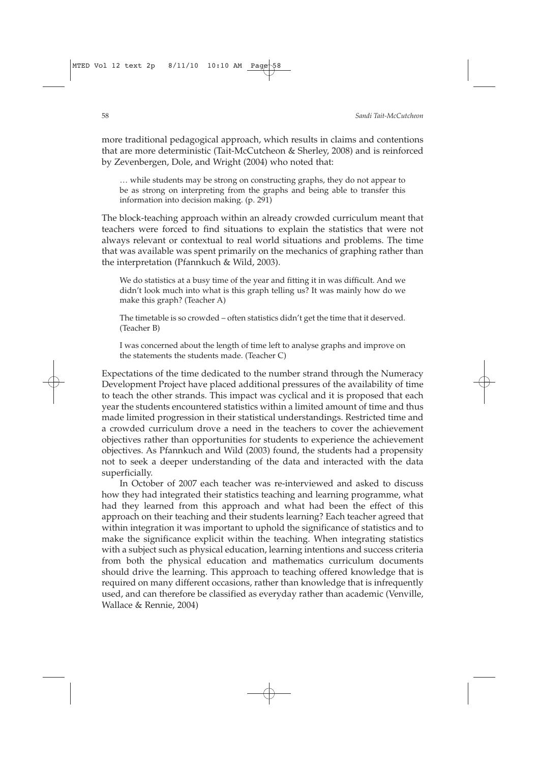more traditional pedagogical approach, which results in claims and contentions that are more deterministic (Tait-McCutcheon & Sherley, 2008) and is reinforced by Zevenbergen, Dole, and Wright (2004) who noted that:

> … while students may be strong on constructing graphs, they do not appear to be as strong on interpreting from the graphs and being able to transfer this information into decision making. (p. 291)

The block-teaching approach within an already crowded curriculum meant that teachers were forced to find situations to explain the statistics that were not always relevant or contextual to real world situations and problems. The time that was available was spent primarily on the mechanics of graphing rather than the interpretation (Pfannkuch & Wild, 2003).

> We do statistics at a busy time of the year and fitting it in was difficult. And we didn't look much into what is this graph telling us? It was mainly how do we make this graph? (Teacher A)
>
> The timetable is so crowded – often statistics didn't get the time that it deserved. (Teacher B)
>
> I was concerned about the length of time left to analyse graphs and improve on the statements the students made. (Teacher C)

Expectations of the time dedicated to the number strand through the Numeracy Development Project have placed additional pressures of the availability of time to teach the other strands. This impact was cyclical and it is proposed that each year the students encountered statistics within a limited amount of time and thus made limited progression in their statistical understandings. Restricted time and a crowded curriculum drove a need in the teachers to cover the achievement objectives rather than opportunities for students to experience the achievement objectives. As Pfannkuch and Wild (2003) found, the students had a propensity not to seek a deeper understanding of the data and interacted with the data superficially.

In October of 2007 each teacher was re-interviewed and asked to discuss how they had integrated their statistics teaching and learning programme, what had they learned from this approach and what had been the effect of this approach on their teaching and their students learning? Each teacher agreed that within integration it was important to uphold the significance of statistics and to make the significance explicit within the teaching. When integrating statistics with a subject such as physical education, learning intentions and success criteria from both the physical education and mathematics curriculum documents should drive the learning. This approach to teaching offered knowledge that is required on many different occasions, rather than knowledge that is infrequently used, and can therefore be classified as everyday rather than academic (Venville, Wallace & Rennie, 2004)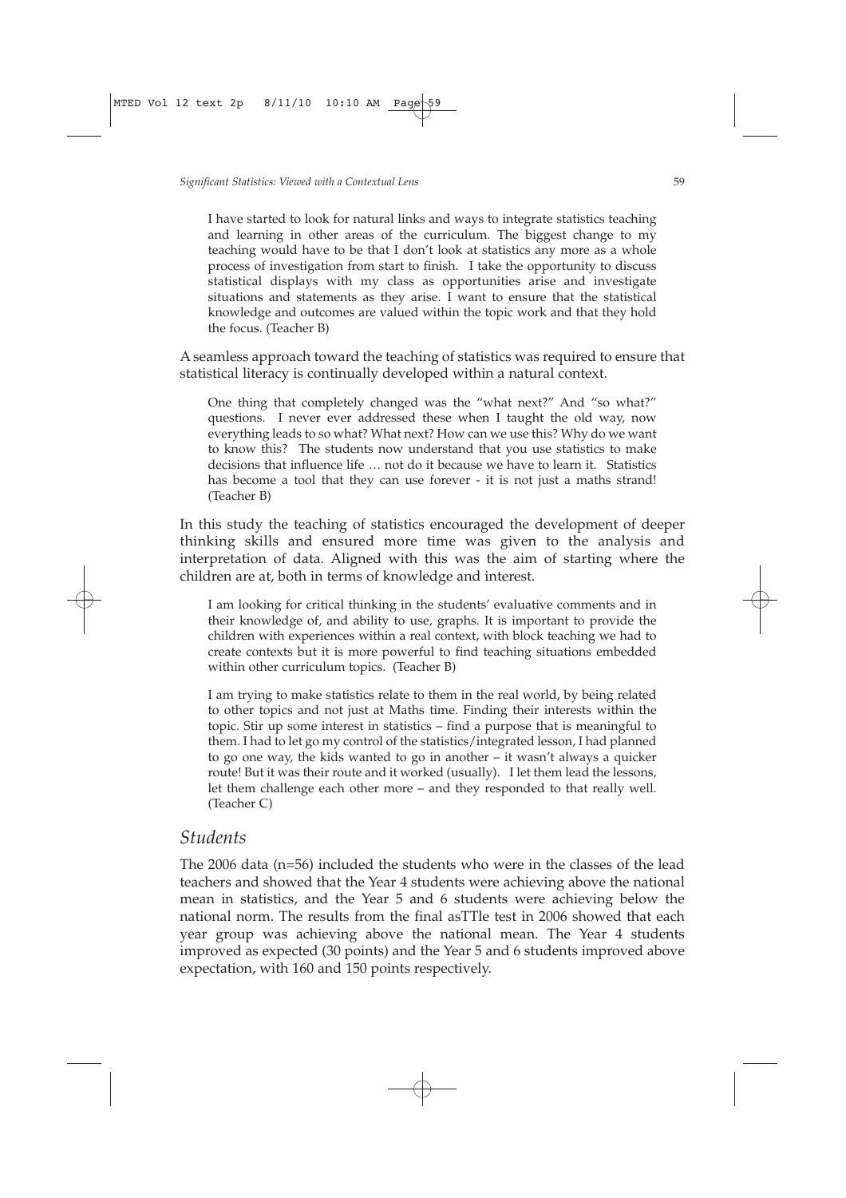> I have started to look for natural links and ways to integrate statistics teaching and learning in other areas of the curriculum. The biggest change to my teaching would have to be that I don't look at statistics any more as a whole process of investigation from start to finish. I take the opportunity to discuss statistical displays with my class as opportunities arise and investigate situations and statements as they arise. I want to ensure that the statistical knowledge and outcomes are valued within the topic work and that they hold the focus. (Teacher B)

A seamless approach toward the teaching of statistics was required to ensure that statistical literacy is continually developed within a natural context.

> One thing that completely changed was the "what next?" And "so what?" questions. I never ever addressed these when I taught the old way, now everything leads to so what? What next? How can we use this? Why do we want to know this? The students now understand that you use statistics to make decisions that influence life … not do it because we have to learn it. Statistics has become a tool that they can use forever - it is not just a maths strand! (Teacher B)

In this study the teaching of statistics encouraged the development of deeper thinking skills and ensured more time was given to the analysis and interpretation of data. Aligned with this was the aim of starting where the children are at, both in terms of knowledge and interest.

> I am looking for critical thinking in the students' evaluative comments and in their knowledge of, and ability to use, graphs. It is important to provide the children with experiences within a real context, with block teaching we had to create contexts but it is more powerful to find teaching situations embedded within other curriculum topics. (Teacher B)

> I am trying to make statistics relate to them in the real world, by being related to other topics and not just at Maths time. Finding their interests within the topic. Stir up some interest in statistics – find a purpose that is meaningful to them. I had to let go my control of the statistics/integrated lesson, I had planned to go one way, the kids wanted to go in another – it wasn't always a quicker route! But it was their route and it worked (usually). I let them lead the lessons, let them challenge each other more – and they responded to that really well. (Teacher C)

## *Students*

The 2006 data (n=56) included the students who were in the classes of the lead teachers and showed that the Year 4 students were achieving above the national mean in statistics, and the Year 5 and 6 students were achieving below the national norm. The results from the final asTTle test in 2006 showed that each year group was achieving above the national mean. The Year 4 students improved as expected (30 points) and the Year 5 and 6 students improved above expectation, with 160 and 150 points respectively.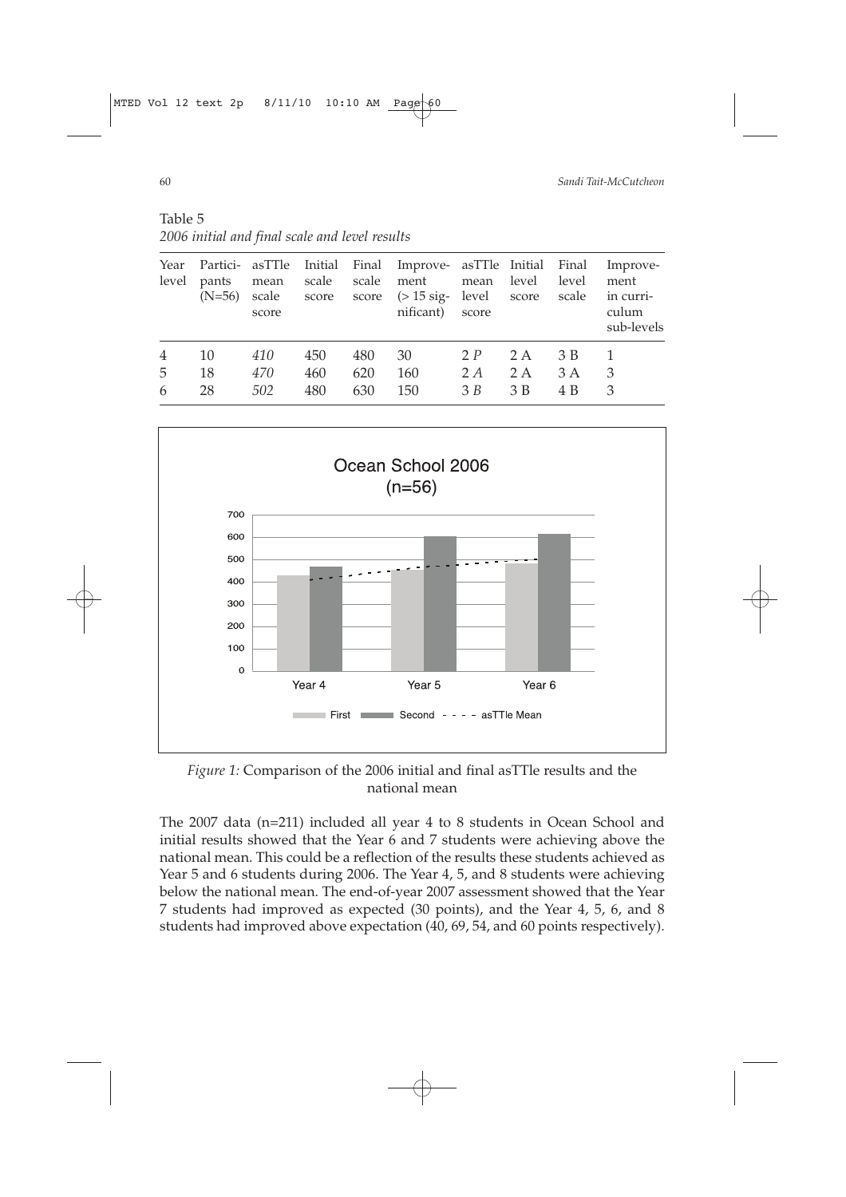Table 5
*2006 initial and final scale and level results*

| Year level | Participants (N=56) | asTTle mean scale score | Initial scale score | Final scale score | Improvement (> 15 significant) | asTTle mean level score | Initial level score | Final level scale | Improvement in curriculum sub-levels |
|---|---|---|---|---|---|---|---|---|---|
| 4 | 10 | *410* | 450 | 480 | 30 | 2 *P* | 2 A | 3 B | 1 |
| 5 | 18 | *470* | 460 | 620 | 160 | 2 *A* | 2 A | 3 A | 3 |
| 6 | 28 | *502* | 480 | 630 | 150 | 3 *B* | 3 B | 4 B | 3 |

*Figure 1:* Comparison of the 2006 initial and final asTTle results and the national mean

The 2007 data (n=211) included all year 4 to 8 students in Ocean School and initial results showed that the Year 6 and 7 students were achieving above the national mean. This could be a reflection of the results these students achieved as Year 5 and 6 students during 2006. The Year 4, 5, and 8 students were achieving below the national mean. The end-of-year 2007 assessment showed that the Year 7 students had improved as expected (30 points), and the Year 4, 5, 6, and 8 students had improved above expectation (40, 69, 54, and 60 points respectively).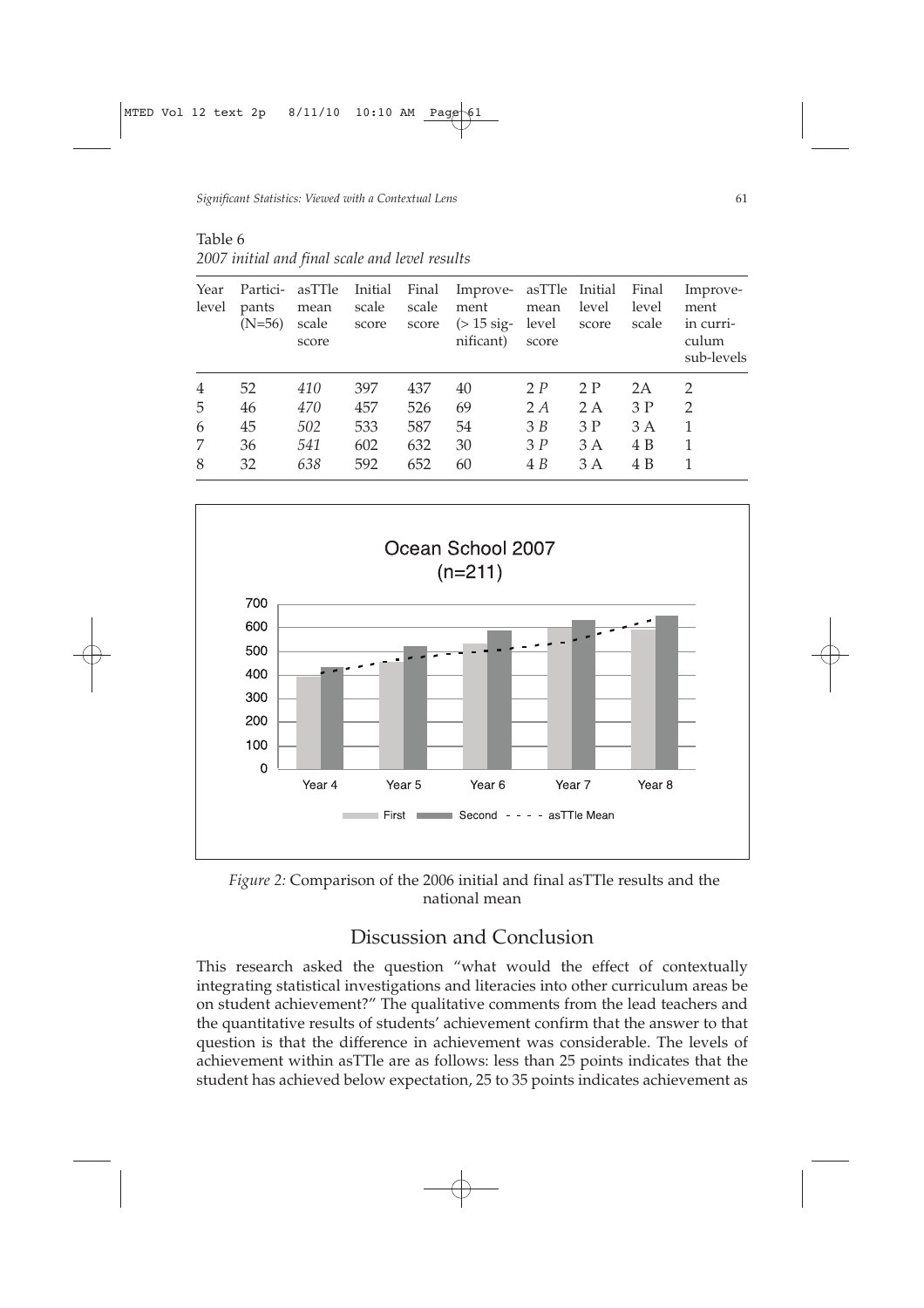Table 6
*2007 initial and final scale and level results*

| Year level | Participants (N=56) | asTTle mean scale score | Initial scale score | Final scale score | Improvement (> 15 significant) | asTTle mean level score | Initial level score | Final level scale | Improvement in curriculum sub-levels |
|---|---|---|---|---|---|---|---|---|---|
| 4 | 52 | *410* | 397 | 437 | 40 | 2 *P* | 2 P | 2A | 2 |
| 5 | 46 | *470* | 457 | 526 | 69 | 2 *A* | 2 A | 3 P | 2 |
| 6 | 45 | *502* | 533 | 587 | 54 | 3 *B* | 3 P | 3 A | 1 |
| 7 | 36 | *541* | 602 | 632 | 30 | 3 *P* | 3 A | 4 B | 1 |
| 8 | 32 | *638* | 592 | 652 | 60 | 4 *B* | 3 A | 4 B | 1 |

*Figure 2:* Comparison of the 2006 initial and final asTTle results and the national mean

## Discussion and Conclusion

This research asked the question "what would the effect of contextually integrating statistical investigations and literacies into other curriculum areas be on student achievement?" The qualitative comments from the lead teachers and the quantitative results of students' achievement confirm that the answer to that question is that the difference in achievement was considerable. The levels of achievement within asTTle are as follows: less than 25 points indicates that the student has achieved below expectation, 25 to 35 points indicates achievement as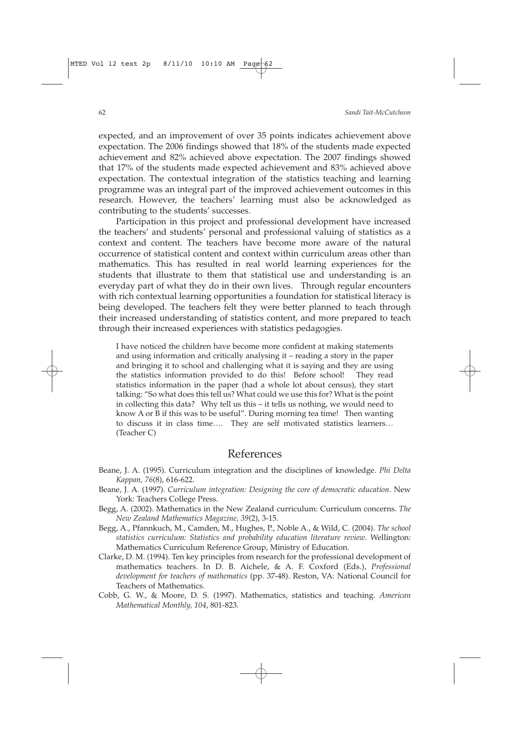expected, and an improvement of over 35 points indicates achievement above expectation. The 2006 findings showed that 18% of the students made expected achievement and 82% achieved above expectation. The 2007 findings showed that 17% of the students made expected achievement and 83% achieved above expectation. The contextual integration of the statistics teaching and learning programme was an integral part of the improved achievement outcomes in this research. However, the teachers' learning must also be acknowledged as contributing to the students' successes.

Participation in this project and professional development have increased the teachers' and students' personal and professional valuing of statistics as a context and content. The teachers have become more aware of the natural occurrence of statistical content and context within curriculum areas other than mathematics. This has resulted in real world learning experiences for the students that illustrate to them that statistical use and understanding is an everyday part of what they do in their own lives. Through regular encounters with rich contextual learning opportunities a foundation for statistical literacy is being developed. The teachers felt they were better planned to teach through their increased understanding of statistics content, and more prepared to teach through their increased experiences with statistics pedagogies.

> I have noticed the children have become more confident at making statements and using information and critically analysing it – reading a story in the paper and bringing it to school and challenging what it is saying and they are using the statistics information provided to do this! Before school! They read statistics information in the paper (had a whole lot about census), they start talking: "So what does this tell us? What could we use this for? What is the point in collecting this data? Why tell us this – it tells us nothing, we would need to know A or B if this was to be useful". During morning tea time! Then wanting to discuss it in class time…. They are self motivated statistics learners… (Teacher C)

## References

Beane, J. A. (1995). Curriculum integration and the disciplines of knowledge. *Phi Delta Kappan, 76*(8), 616-622.

Beane, J. A. (1997). *Curriculum integration: Designing the core of democratic education*. New York: Teachers College Press.

Begg, A. (2002). Mathematics in the New Zealand curriculum: Curriculum concerns. *The New Zealand Mathematics Magazine, 39*(2), 3-15.

Begg, A., Pfannkuch, M., Camden, M., Hughes, P., Noble A., & Wild, C. (2004). *The school statistics curriculum: Statistics and probability education literature review*. Wellington: Mathematics Curriculum Reference Group, Ministry of Education.

Clarke, D. M. (1994). Ten key principles from research for the professional development of mathematics teachers. In D. B. Aichele, & A. F. Coxford (Eds.), *Professional development for teachers of mathematics* (pp. 37-48). Reston, VA: National Council for Teachers of Mathematics.

Cobb, G. W., & Moore, D. S. (1997). Mathematics, statistics and teaching. *American Mathematical Monthly, 104*, 801-823.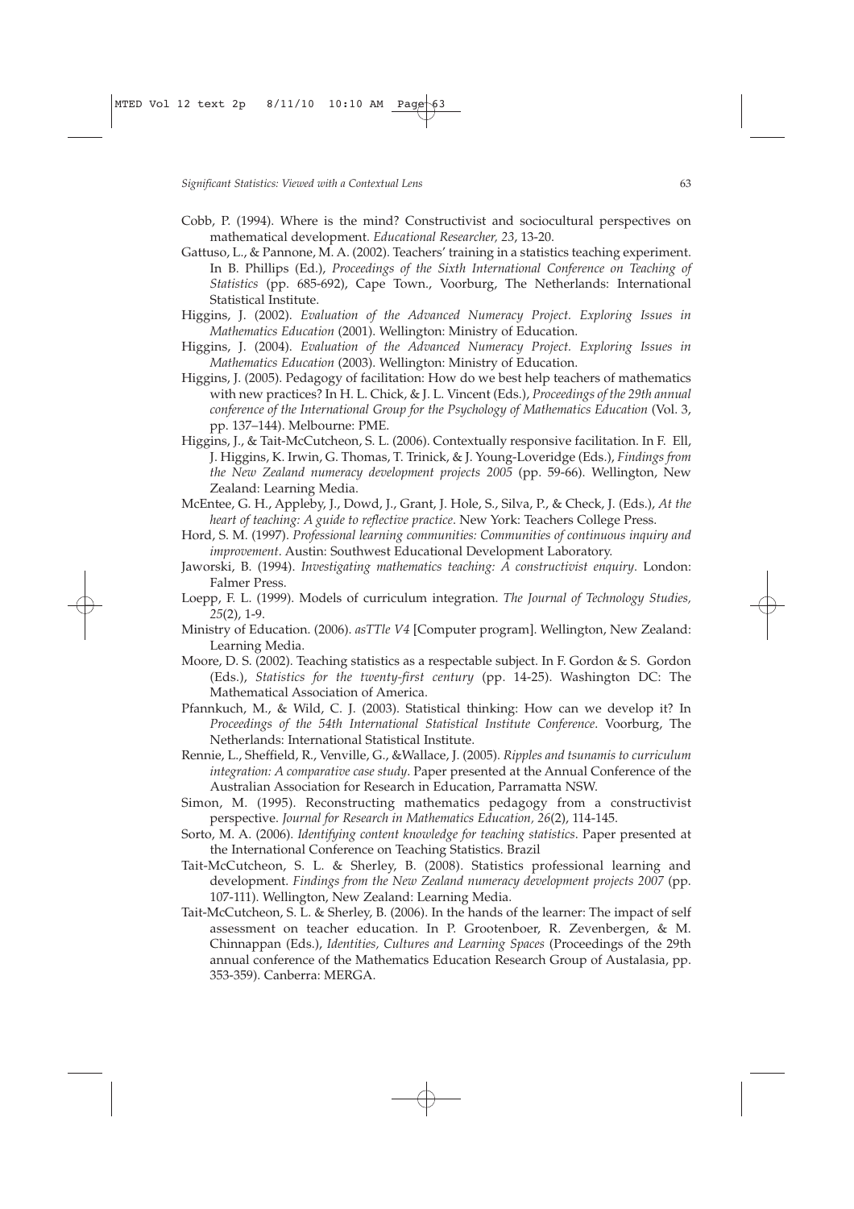Cobb, P. (1994). Where is the mind? Constructivist and sociocultural perspectives on mathematical development. *Educational Researcher, 23*, 13-20.

Gattuso, L., & Pannone, M. A. (2002). Teachers' training in a statistics teaching experiment. In B. Phillips (Ed.), *Proceedings of the Sixth International Conference on Teaching of Statistics* (pp. 685-692), Cape Town., Voorburg, The Netherlands: International Statistical Institute.

Higgins, J. (2002). *Evaluation of the Advanced Numeracy Project. Exploring Issues in Mathematics Education* (2001). Wellington: Ministry of Education.

Higgins, J. (2004). *Evaluation of the Advanced Numeracy Project. Exploring Issues in Mathematics Education* (2003). Wellington: Ministry of Education.

Higgins, J. (2005). Pedagogy of facilitation: How do we best help teachers of mathematics with new practices? In H. L. Chick, & J. L. Vincent (Eds.), *Proceedings of the 29th annual conference of the International Group for the Psychology of Mathematics Education* (Vol. 3, pp. 137–144). Melbourne: PME.

Higgins, J., & Tait-McCutcheon, S. L. (2006). Contextually responsive facilitation. In F. Ell, J. Higgins, K. Irwin, G. Thomas, T. Trinick, & J. Young-Loveridge (Eds.), *Findings from the New Zealand numeracy development projects 2005* (pp. 59-66). Wellington, New Zealand: Learning Media.

McEntee, G. H., Appleby, J., Dowd, J., Grant, J. Hole, S., Silva, P., & Check, J. (Eds.), *At the heart of teaching: A guide to reflective practice*. New York: Teachers College Press.

Hord, S. M. (1997). *Professional learning communities: Communities of continuous inquiry and improvement*. Austin: Southwest Educational Development Laboratory.

Jaworski, B. (1994). *Investigating mathematics teaching: A constructivist enquiry*. London: Falmer Press.

Loepp, F. L. (1999). Models of curriculum integration. *The Journal of Technology Studies, 25*(2), 1-9.

Ministry of Education. (2006). *asTTle V4* [Computer program]. Wellington, New Zealand: Learning Media.

Moore, D. S. (2002). Teaching statistics as a respectable subject. In F. Gordon & S. Gordon (Eds.), *Statistics for the twenty-first century* (pp. 14-25). Washington DC: The Mathematical Association of America.

Pfannkuch, M., & Wild, C. J. (2003). Statistical thinking: How can we develop it? In *Proceedings of the 54th International Statistical Institute Conference*. Voorburg, The Netherlands: International Statistical Institute.

Rennie, L., Sheffield, R., Venville, G., &Wallace, J. (2005). *Ripples and tsunamis to curriculum integration: A comparative case study*. Paper presented at the Annual Conference of the Australian Association for Research in Education, Parramatta NSW.

Simon, M. (1995). Reconstructing mathematics pedagogy from a constructivist perspective. *Journal for Research in Mathematics Education, 26*(2), 114-145.

Sorto, M. A. (2006). *Identifying content knowledge for teaching statistics*. Paper presented at the International Conference on Teaching Statistics. Brazil

Tait-McCutcheon, S. L. & Sherley, B. (2008). Statistics professional learning and development. *Findings from the New Zealand numeracy development projects 2007* (pp. 107-111). Wellington, New Zealand: Learning Media.

Tait-McCutcheon, S. L. & Sherley, B. (2006). In the hands of the learner: The impact of self assessment on teacher education. In P. Grootenboer, R. Zevenbergen, & M. Chinnappan (Eds.), *Identities, Cultures and Learning Spaces* (Proceedings of the 29th annual conference of the Mathematics Education Research Group of Austalasia, pp. 353-359). Canberra: MERGA.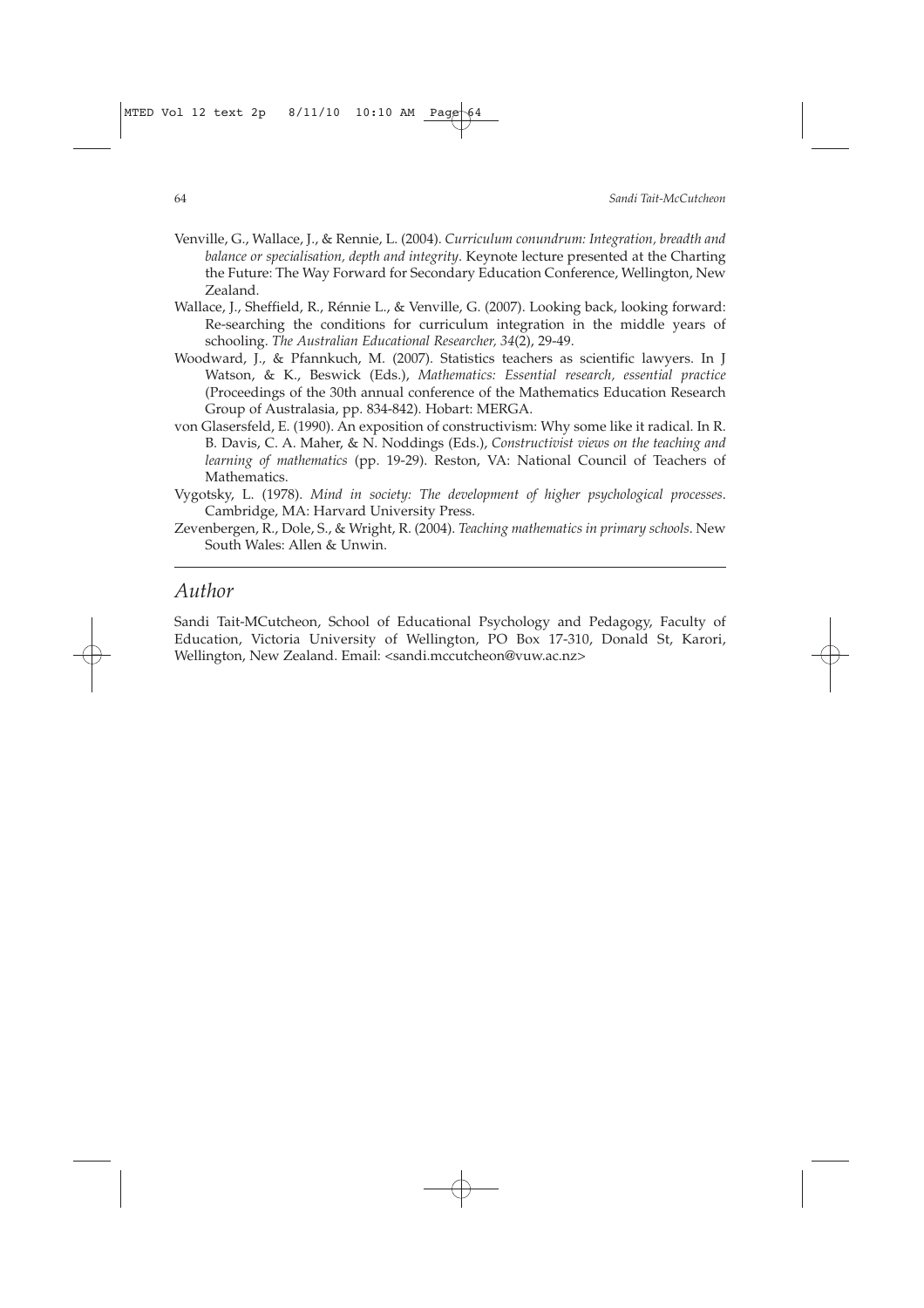Venville, G., Wallace, J., & Rennie, L. (2004). *Curriculum conundrum: Integration, breadth and balance or specialisation, depth and integrity*. Keynote lecture presented at the Charting the Future: The Way Forward for Secondary Education Conference, Wellington, New Zealand.

Wallace, J., Sheffield, R., Rénnie L., & Venville, G. (2007). Looking back, looking forward: Re-searching the conditions for curriculum integration in the middle years of schooling. *The Australian Educational Researcher, 34*(2), 29-49.

Woodward, J., & Pfannkuch, M. (2007). Statistics teachers as scientific lawyers. In J Watson, & K., Beswick (Eds.), *Mathematics: Essential research, essential practice* (Proceedings of the 30th annual conference of the Mathematics Education Research Group of Australasia, pp. 834-842). Hobart: MERGA.

von Glasersfeld, E. (1990). An exposition of constructivism: Why some like it radical. In R. B. Davis, C. A. Maher, & N. Noddings (Eds.), *Constructivist views on the teaching and learning of mathematics* (pp. 19-29). Reston, VA: National Council of Teachers of Mathematics.

Vygotsky, L. (1978). *Mind in society: The development of higher psychological processes*. Cambridge, MA: Harvard University Press.

Zevenbergen, R., Dole, S., & Wright, R. (2004). *Teaching mathematics in primary schools*. New South Wales: Allen & Unwin.

## Author

Sandi Tait-MCutcheon, School of Educational Psychology and Pedagogy, Faculty of Education, Victoria University of Wellington, PO Box 17-310, Donald St, Karori, Wellington, New Zealand. Email: <sandi.mccutcheon@vuw.ac.nz>